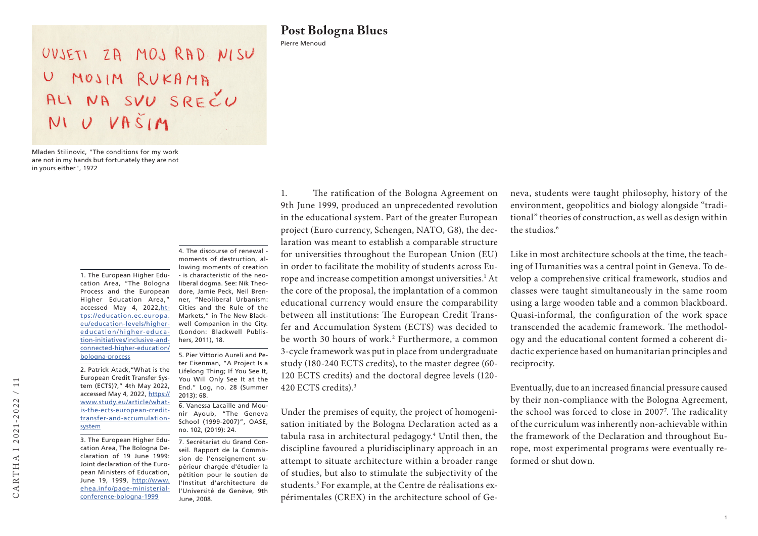# Post Bologna Blues

Pierre Menoud

UVJETI ZA MOJ RAD NISU U MOJIM RUKAMA ALI NA SVU SREĆU NI U VAŠIM

Mladen Stilinovic, "The conditions for my work are not in my hands but fortunately they are not in yours either", 1972

1. The ratification of the Bologna Agreement on 9th June 1999, produced an unprecedented revolution in the educational system. Part of the greater European project (Euro currency, Schengen, NATO, G8), the declaration was meant to establish a comparable structure for universities throughout the European Union (EU) in order to facilitate the mobility of students across Europe and increase competition amongst universities.[1] At the core of the proposal, the implantation of a common educational currency would ensure the comparability between all institutions: The European Credit Transfer and Accumulation System (ECTS) was decided to be worth 30 hours of work.[2] Furthermore, a common 3-cycle framework was put in place from undergraduate study (180-240 ECTS credits), to the master degree (60-120 ECTS credits) and the doctoral degree levels (120-420 ECTS credits).[3]

Under the premises of equity, the project of homogenisation initiated by the Bologna Declaration acted as a tabula rasa in architectural pedagogy.[4] Until then, the discipline favoured a pluridisciplinary approach in an attempt to situate architecture within a broader range of studies, but also to stimulate the subjectivity of the students.[5] For example, at the Centre de réalisations expérimentales (CREX) in the architecture school of Geneva, students were taught philosophy, history of the environment, geopolitics and biology alongside "traditional" theories of construction, as well as design within the studios.[6]

Like in most architecture schools at the time, the teaching of Humanities was a central point in Geneva. To develop a comprehensive critical framework, studios and classes were taught simultaneously in the same room using a large wooden table and a common blackboard. Quasi-informal, the configuration of the work space transcended the academic framework. The methodology and the educational content formed a coherent didactic experience based on humanitarian principles and reciprocity.

Eventually, due to an increased financial pressure caused by their non-compliance with the Bologna Agreement, the school was forced to close in 2007[7]. The radicality of the curriculum was inherently non-achievable within the framework of the Declaration and throughout Europe, most experimental programs were eventually reformed or shut down.

---

1. The European Higher Education Area, "The Bologna Process and the European Higher Education Area," accessed May 4, 2022, https://education.ec.europa.eu/education-levels/higher-education/higher-education-initiatives/inclusive-and-connected-higher-education/bologna-process

2. Patrick Atack, "What is the European Credit Transfer System (ECTS)?," 4th May 2022, accessed May 4, 2022, https://www.study.eu/article/what-is-the-ects-european-credit-transfer-and-accumulation-system

3. The European Higher Education Area, The Bologna Declaration of 19 June 1999: Joint declaration of the European Ministers of Education, June 19, 1999, http://www.ehea.info/page-ministerial-conference-bologna-1999

4. The discourse of renewal - moments of destruction, allowing moments of creation - is characteristic of the neoliberal dogma. See: Nik Theodore, Jamie Peck, Neil Brenner, "Neoliberal Urbanism: Cities and the Rule of the Markets," in The New Blackwell Companion in the City. (London: Blackwell Publishers, 2011), 18.

5. Pier Vittorio Aureli and Peter Eisenman, "A Project Is a Lifelong Thing; If You See It, You Will Only See It at the End." Log, no. 28 (Summer 2013): 68.

6. Vanessa Lacaille and Mounir Ayoub, "The Geneva School (1999-2007)", OASE, no. 102, (2019): 24.

7. Secrétariat du Grand Conseil. Rapport de la Commission de l'enseignement supérieur chargée d'étudier la pétition pour le soutien de l'Institut d'architecture de l'Université de Genève, 9th June, 2008.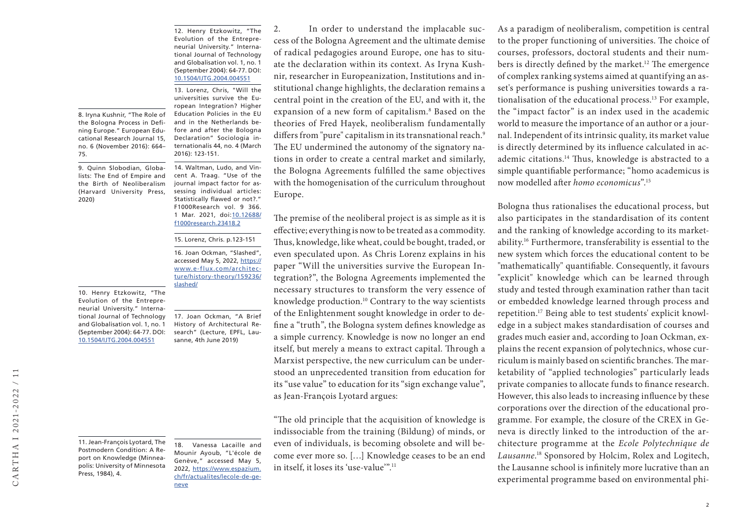2. In order to understand the implacable success of the Bologna Agreement and the ultimate demise of radical pedagogies around Europe, one has to situate the declaration within its context. As Iryna Kushnir, researcher in Europeanization, Institutions and institutional change highlights, the declaration remains a central point in the creation of the EU, and with it, the expansion of a new form of capitalism.[8] Based on the theories of Fred Hayek, neoliberalism fundamentally differs from "pure" capitalism in its transnational reach.[9] The EU undermined the autonomy of the signatory nations in order to create a central market and similarly, the Bologna Agreements fulfilled the same objectives with the homogenisation of the curriculum throughout Europe.

The premise of the neoliberal project is as simple as it is effective; everything is now to be treated as a commodity. Thus, knowledge, like wheat, could be bought, traded, or even speculated upon. As Chris Lorenz explains in his paper "Will the universities survive the European Integration?", the Bologna Agreements implemented the necessary structures to transform the very essence of knowledge production.[10] Contrary to the way scientists of the Enlightenment sought knowledge in order to define a "truth", the Bologna system defines knowledge as a simple currency. Knowledge is now no longer an end itself, but merely a means to extract capital. Through a Marxist perspective, the new curriculum can be understood an unprecedented transition from education for its "use value" to education for its "sign exchange value", as Jean-François Lyotard argues:

"The old principle that the acquisition of knowledge is indissociable from the training (Bildung) of minds, or even of individuals, is becoming obsolete and will become ever more so. […] Knowledge ceases to be an end in itself, it loses its 'use-value'".[11]

As a paradigm of neoliberalism, competition is central to the proper functioning of universities. The choice of courses, professors, doctoral students and their numbers is directly defined by the market.[12] The emergence of complex ranking systems aimed at quantifying an asset's performance is pushing universities towards a rationalisation of the educational process.[13] For example, the "impact factor" is an index used in the academic world to measure the importance of an author or a journal. Independent of its intrinsic quality, its market value is directly determined by its influence calculated in academic citations.[14] Thus, knowledge is abstracted to a simple quantifiable performance; "homo academicus is now modelled after *homo economicus*".[15]

Bologna thus rationalises the educational process, but also participates in the standardisation of its content and the ranking of knowledge according to its marketability.[16] Furthermore, transferability is essential to the new system which forces the educational content to be "mathematically" quantifiable. Consequently, it favours "explicit" knowledge which can be learned through study and tested through examination rather than tacit or embedded knowledge learned through process and repetition.[17] Being able to test students' explicit knowledge in a subject makes standardisation of courses and grades much easier and, according to Joan Ockman, explains the recent expansion of polytechnics, whose curriculum is mainly based on scientific branches. The marketability of "applied technologies" particularly leads private companies to allocate funds to finance research. However, this also leads to increasing influence by these corporations over the direction of the educational programme. For example, the closure of the CREX in Geneva is directly linked to the introduction of the architecture programme at the *Ecole Polytechnique de Lausanne*.[18] Sponsored by Holcim, Rolex and Logitech, the Lausanne school is infinitely more lucrative than an experimental programme based on environmental phi-

8. Iryna Kushnir, "The Role of the Bologna Process in Defining Europe." European Educational Research Journal 15, no. 6 (November 2016): 664–75.

9. Quinn Slobodian, Globalists: The End of Empire and the Birth of Neoliberalism (Harvard University Press, 2020)

10. Henry Etzkowitz, "The Evolution of the Entrepreneurial University." International Journal of Technology and Globalisation vol. 1, no. 1 (September 2004): 64-77. DOI: 10.1504/IJTG.2004.004551

11. Jean-François Lyotard, The Postmodern Condition: A Report on Knowledge (Minneapolis: University of Minnesota Press, 1984), 4.

12. Henry Etzkowitz, "The Evolution of the Entrepreneurial University." International Journal of Technology and Globalisation vol. 1, no. 1 (September 2004): 64-77. DOI: 10.1504/IJTG.2004.004551

13. Lorenz, Chris, "Will the universities survive the European Integration? Higher Education Policies in the EU and in the Netherlands before and after the Bologna Declaration" Sociologia internationalis 44, no. 4 (March 2016): 123-151.

14. Waltman, Ludo, and Vincent A. Traag. "Use of the journal impact factor for assessing individual articles: Statistically flawed or not?." F1000Research vol. 9 366. 1 Mar. 2021, doi:10.12688/f1000research.23418.2

15. Lorenz, Chris. p.123-151

16. Joan Ockman, "Slashed", accessed May 5, 2022, https://www.e-flux.com/architecture/history-theory/159236/slashed/

17. Joan Ockman, "A Brief History of Architectural Research" (Lecture, EPFL, Lausanne, 4th June 2019)

18. Vanessa Lacaille and Mounir Ayoub, "L'école de Genève," accessed May 5, 2022, https://www.espazium.ch/fr/actualites/lecole-de-geneve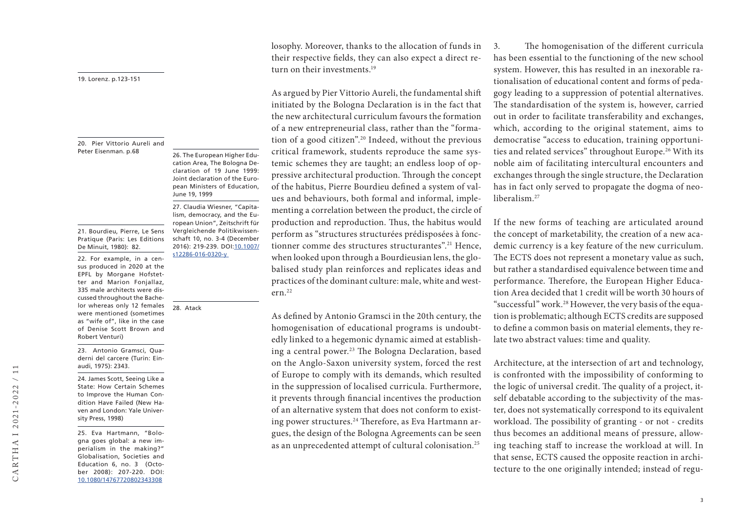losophy. Moreover, thanks to the allocation of funds in their respective fields, they can also expect a direct return on their investments.[19]

As argued by Pier Vittorio Aureli, the fundamental shift initiated by the Bologna Declaration is in the fact that the new architectural curriculum favours the formation of a new entrepreneurial class, rather than the "formation of a good citizen".[20] Indeed, without the previous critical framework, students reproduce the same systemic schemes they are taught; an endless loop of oppressive architectural production. Through the concept of the habitus, Pierre Bourdieu defined a system of values and behaviours, both formal and informal, implementing a correlation between the product, the circle of production and reproduction. Thus, the habitus would perform as "structures structurées prédisposées à fonctionner comme des structures structurantes".[21] Hence, when looked upon through a Bourdieusian lens, the globalised study plan reinforces and replicates ideas and practices of the dominant culture: male, white and western.[22]

As defined by Antonio Gramsci in the 20th century, the homogenisation of educational programs is undoubtedly linked to a hegemonic dynamic aimed at establishing a central power.[23] The Bologna Declaration, based on the Anglo-Saxon university system, forced the rest of Europe to comply with its demands, which resulted in the suppression of localised curricula. Furthermore, it prevents through financial incentives the production of an alternative system that does not conform to existing power structures.[24] Therefore, as Eva Hartmann argues, the design of the Bologna Agreements can be seen as an unprecedented attempt of cultural colonisation.[25]

3. The homogenisation of the different curricula has been essential to the functioning of the new school system. However, this has resulted in an inexorable rationalisation of educational content and forms of pedagogy leading to a suppression of potential alternatives. The standardisation of the system is, however, carried out in order to facilitate transferability and exchanges, which, according to the original statement, aims to democratise "access to education, training opportunities and related services" throughout Europe.[26] With its noble aim of facilitating intercultural encounters and exchanges through the single structure, the Declaration has in fact only served to propagate the dogma of neoliberalism.[27]

If the new forms of teaching are articulated around the concept of marketability, the creation of a new academic currency is a key feature of the new curriculum. The ECTS does not represent a monetary value as such, but rather a standardised equivalence between time and performance. Therefore, the European Higher Education Area decided that 1 credit will be worth 30 hours of "successful" work.[28] However, the very basis of the equation is problematic; although ECTS credits are supposed to define a common basis on material elements, they relate two abstract values: time and quality.

Architecture, at the intersection of art and technology, is confronted with the impossibility of conforming to the logic of universal credit. The quality of a project, itself debatable according to the subjectivity of the master, does not systematically correspond to its equivalent workload. The possibility of granting - or not - credits thus becomes an additional means of pressure, allowing teaching staff to increase the workload at will. In that sense, ECTS caused the opposite reaction in architecture to the one originally intended; instead of regu-

---

19. Lorenz. p.123-151

20. Pier Vittorio Aureli and Peter Eisenman. p.68

21. Bourdieu, Pierre, Le Sens Pratique (Paris: Les Editions De Minuit, 1980): 82.

22. For example, in a census produced in 2020 at the EPFL by Morgane Hofstetter and Marion Fonjallaz, 335 male architects were discussed throughout the Bachelor whereas only 12 females were mentioned (sometimes as "wife of", like in the case of Denise Scott Brown and Robert Venturi)

23. Antonio Gramsci, Quaderni del carcere (Turin: Einaudi, 1975): 2343.

24. James Scott, Seeing Like a State: How Certain Schemes to Improve the Human Condition Have Failed (New Haven and London: Yale University Press, 1998)

25. Eva Hartmann, "Bologna goes global: a new imperialism in the making?" Globalisation, Societies and Education 6, no. 3 (October 2008): 207-220. DOI: 10.1080/14767720802343308

26. The European Higher Education Area, The Bologna Declaration of 19 June 1999: Joint declaration of the European Ministers of Education, June 19, 1999

27. Claudia Wiesner, "Capitalism, democracy, and the European Union", Zeitschrift für Vergleichende Politikwissenschaft 10, no. 3-4 (December 2016): 219-239. DOI:10.1007/s12286-016-0320-y

28. Atack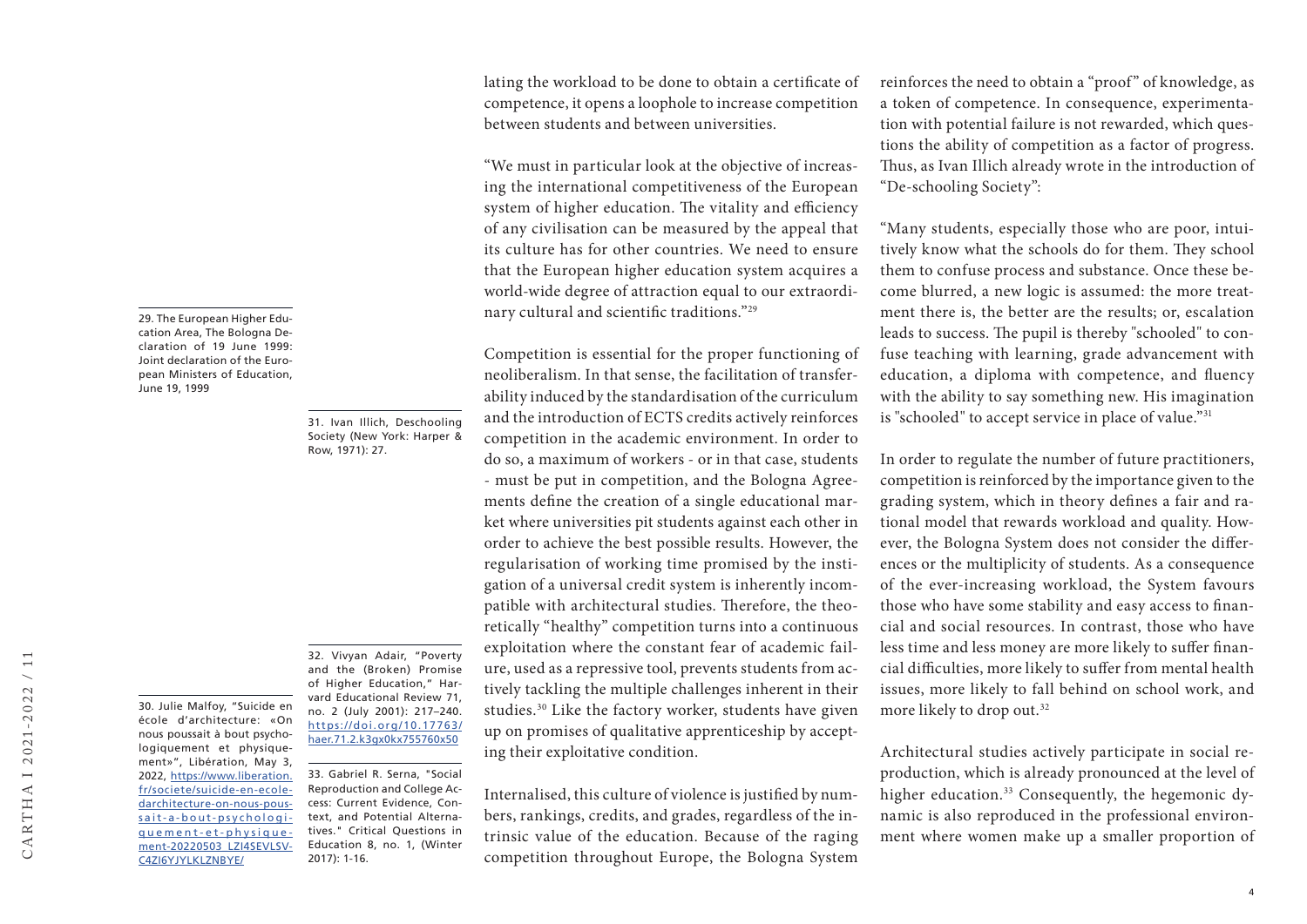lating the workload to be done to obtain a certificate of competence, it opens a loophole to increase competition between students and between universities.

"We must in particular look at the objective of increasing the international competitiveness of the European system of higher education. The vitality and efficiency of any civilisation can be measured by the appeal that its culture has for other countries. We need to ensure that the European higher education system acquires a world-wide degree of attraction equal to our extraordinary cultural and scientific traditions."[29]

Competition is essential for the proper functioning of neoliberalism. In that sense, the facilitation of transferability induced by the standardisation of the curriculum and the introduction of ECTS credits actively reinforces competition in the academic environment. In order to do so, a maximum of workers - or in that case, students - must be put in competition, and the Bologna Agreements define the creation of a single educational market where universities pit students against each other in order to achieve the best possible results. However, the regularisation of working time promised by the instigation of a universal credit system is inherently incompatible with architectural studies. Therefore, the theoretically "healthy" competition turns into a continuous exploitation where the constant fear of academic failure, used as a repressive tool, prevents students from actively tackling the multiple challenges inherent in their studies.[30] Like the factory worker, students have given up on promises of qualitative apprenticeship by accepting their exploitative condition.

Internalised, this culture of violence is justified by numbers, rankings, credits, and grades, regardless of the intrinsic value of the education. Because of the raging competition throughout Europe, the Bologna System reinforces the need to obtain a "proof" of knowledge, as a token of competence. In consequence, experimentation with potential failure is not rewarded, which questions the ability of competition as a factor of progress. Thus, as Ivan Illich already wrote in the introduction of "De-schooling Society":

"Many students, especially those who are poor, intuitively know what the schools do for them. They school them to confuse process and substance. Once these become blurred, a new logic is assumed: the more treatment there is, the better are the results; or, escalation leads to success. The pupil is thereby "schooled" to confuse teaching with learning, grade advancement with education, a diploma with competence, and fluency with the ability to say something new. His imagination is "schooled" to accept service in place of value."[31]

In order to regulate the number of future practitioners, competition is reinforced by the importance given to the grading system, which in theory defines a fair and rational model that rewards workload and quality. However, the Bologna System does not consider the differences or the multiplicity of students. As a consequence of the ever-increasing workload, the System favours those who have some stability and easy access to financial and social resources. In contrast, those who have less time and less money are more likely to suffer financial difficulties, more likely to suffer from mental health issues, more likely to fall behind on school work, and more likely to drop out.[32]

Architectural studies actively participate in social reproduction, which is already pronounced at the level of higher education.[33] Consequently, the hegemonic dynamic is also reproduced in the professional environment where women make up a smaller proportion of

---

29. The European Higher Education Area, The Bologna Declaration of 19 June 1999: Joint declaration of the European Ministers of Education, June 19, 1999

30. Julie Malfoy, "Suicide en école d'architecture: «On nous poussait à bout psychologiquement et physiquement»", Libération, May 3, 2022, https://www.liberation.fr/societe/suicide-en-ecole-darchitecture-on-nous-poussait-a-bout-psychologiquement-et-physiquement-20220503_LZI4SEVLSVC4ZI6YJYLKLZNBYE/

31. Ivan Illich, Deschooling Society (New York: Harper & Row, 1971): 27.

32. Vivyan Adair, "Poverty and the (Broken) Promise of Higher Education," Harvard Educational Review 71, no. 2 (July 2001): 217–240. https://doi.org/10.17763/haer.71.2.k3gx0kx755760x50

33. Gabriel R. Serna, "Social Reproduction and College Access: Current Evidence, Context, and Potential Alternatives." Critical Questions in Education 8, no. 1, (Winter 2017): 1-16.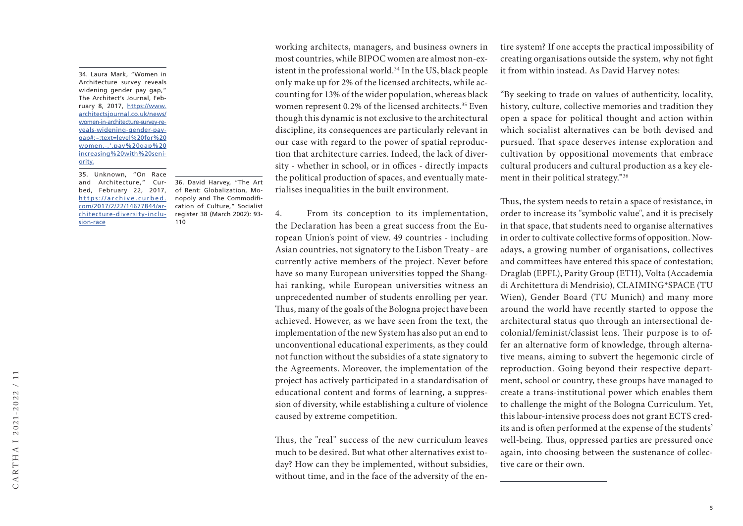working architects, managers, and business owners in most countries, while BIPOC women are almost non-existent in the professional world.[34] In the US, black people only make up for 2% of the licensed architects, while accounting for 13% of the wider population, whereas black women represent 0.2% of the licensed architects.[35] Even though this dynamic is not exclusive to the architectural discipline, its consequences are particularly relevant in our case with regard to the power of spatial reproduction that architecture carries. Indeed, the lack of diversity - whether in school, or in offices - directly impacts the political production of spaces, and eventually materialises inequalities in the built environment.

4. From its conception to its implementation, the Declaration has been a great success from the European Union's point of view. 49 countries - including Asian countries, not signatory to the Lisbon Treaty - are currently active members of the project. Never before have so many European universities topped the Shanghai ranking, while European universities witness an unprecedented number of students enrolling per year. Thus, many of the goals of the Bologna project have been achieved. However, as we have seen from the text, the implementation of the new System has also put an end to unconventional educational experiments, as they could not function without the subsidies of a state signatory to the Agreements. Moreover, the implementation of the project has actively participated in a standardisation of educational content and forms of learning, a suppression of diversity, while establishing a culture of violence caused by extreme competition.

Thus, the "real" success of the new curriculum leaves much to be desired. But what other alternatives exist today? How can they be implemented, without subsidies, without time, and in the face of the adversity of the entire system? If one accepts the practical impossibility of creating organisations outside the system, why not fight it from within instead. As David Harvey notes:

"By seeking to trade on values of authenticity, locality, history, culture, collective memories and tradition they open a space for political thought and action within which socialist alternatives can be both devised and pursued. That space deserves intense exploration and cultivation by oppositional movements that embrace cultural producers and cultural production as a key element in their political strategy."[36]

Thus, the system needs to retain a space of resistance, in order to increase its "symbolic value", and it is precisely in that space, that students need to organise alternatives in order to cultivate collective forms of opposition. Nowadays, a growing number of organisations, collectives and committees have entered this space of contestation; Draglab (EPFL), Parity Group (ETH), Volta (Accademia di Architettura di Mendrisio), CLAIMING*SPACE (TU Wien), Gender Board (TU Munich) and many more around the world have recently started to oppose the architectural status quo through an intersectional decolonial/feminist/classist lens. Their purpose is to offer an alternative form of knowledge, through alternative means, aiming to subvert the hegemonic circle of reproduction. Going beyond their respective department, school or country, these groups have managed to create a trans-institutional power which enables them to challenge the might of the Bologna Curriculum. Yet, this labour-intensive process does not grant ECTS credits and is often performed at the expense of the students' well-being. Thus, oppressed parties are pressured once again, into choosing between the sustenance of collective care or their own.

---

34. Laura Mark, "Women in Architecture survey reveals widening gender pay gap," The Architect's Journal, February 8, 2017, https://www.architectsjournal.co.uk/news/women-in-architecture-survey-reveals-widening-gender-pay-gap#:~:text=level%20for%20women.-,',pay%20gap%20increasing%20with%20seniority.

35. Unknown, "On Race and Architecture," Curbed, February 22, 2017, https://archive.curbed.com/2017/2/22/14677844/architecture-diversity-inclusion-race

36. David Harvey, "The Art of Rent: Globalization, Monopoly and The Commodification of Culture," Socialist register 38 (March 2002): 93-110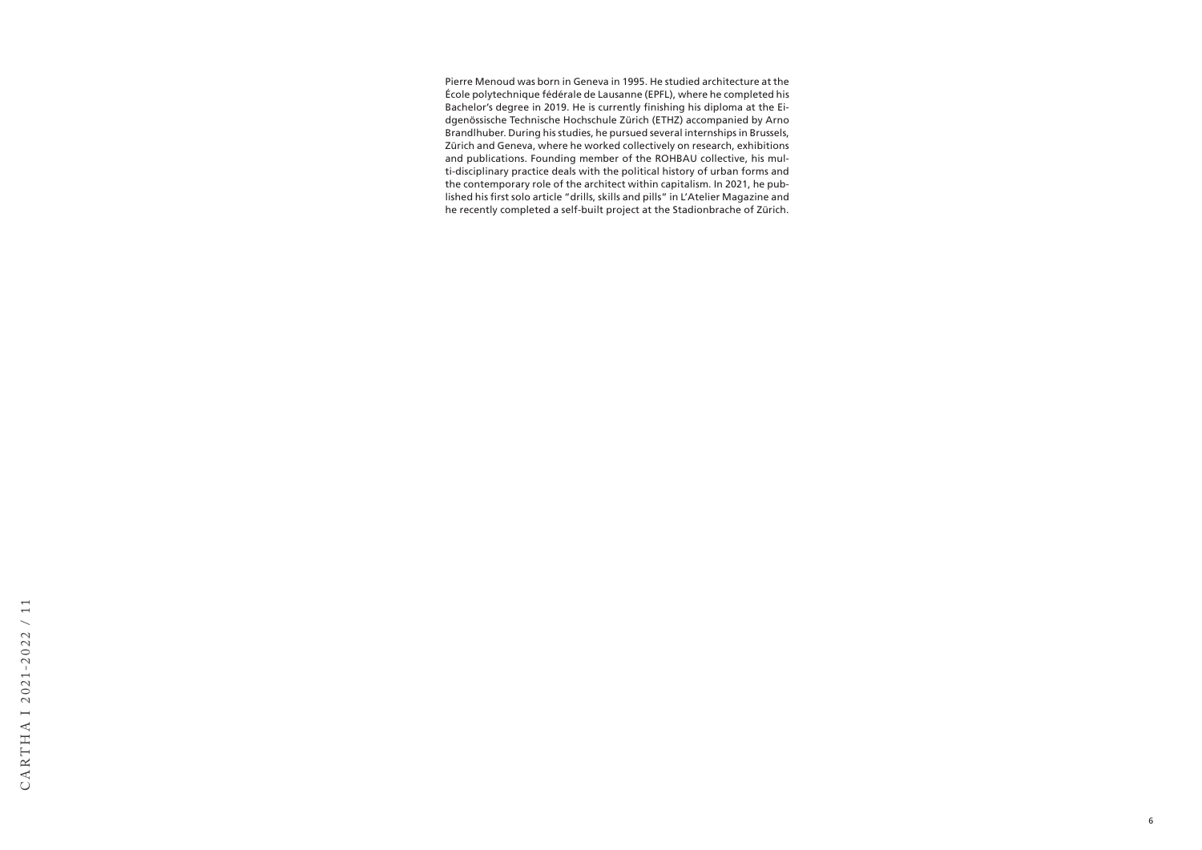Pierre Menoud was born in Geneva in 1995. He studied architecture at the École polytechnique fédérale de Lausanne (EPFL), where he completed his Bachelor's degree in 2019. He is currently finishing his diploma at the Eidgenössische Technische Hochschule Zürich (ETHZ) accompanied by Arno Brandlhuber. During his studies, he pursued several internships in Brussels, Zürich and Geneva, where he worked collectively on research, exhibitions and publications. Founding member of the ROHBAU collective, his multi-disciplinary practice deals with the political history of urban forms and the contemporary role of the architect within capitalism. In 2021, he published his first solo article "drills, skills and pills" in L'Atelier Magazine and he recently completed a self-built project at the Stadionbrache of Zürich.